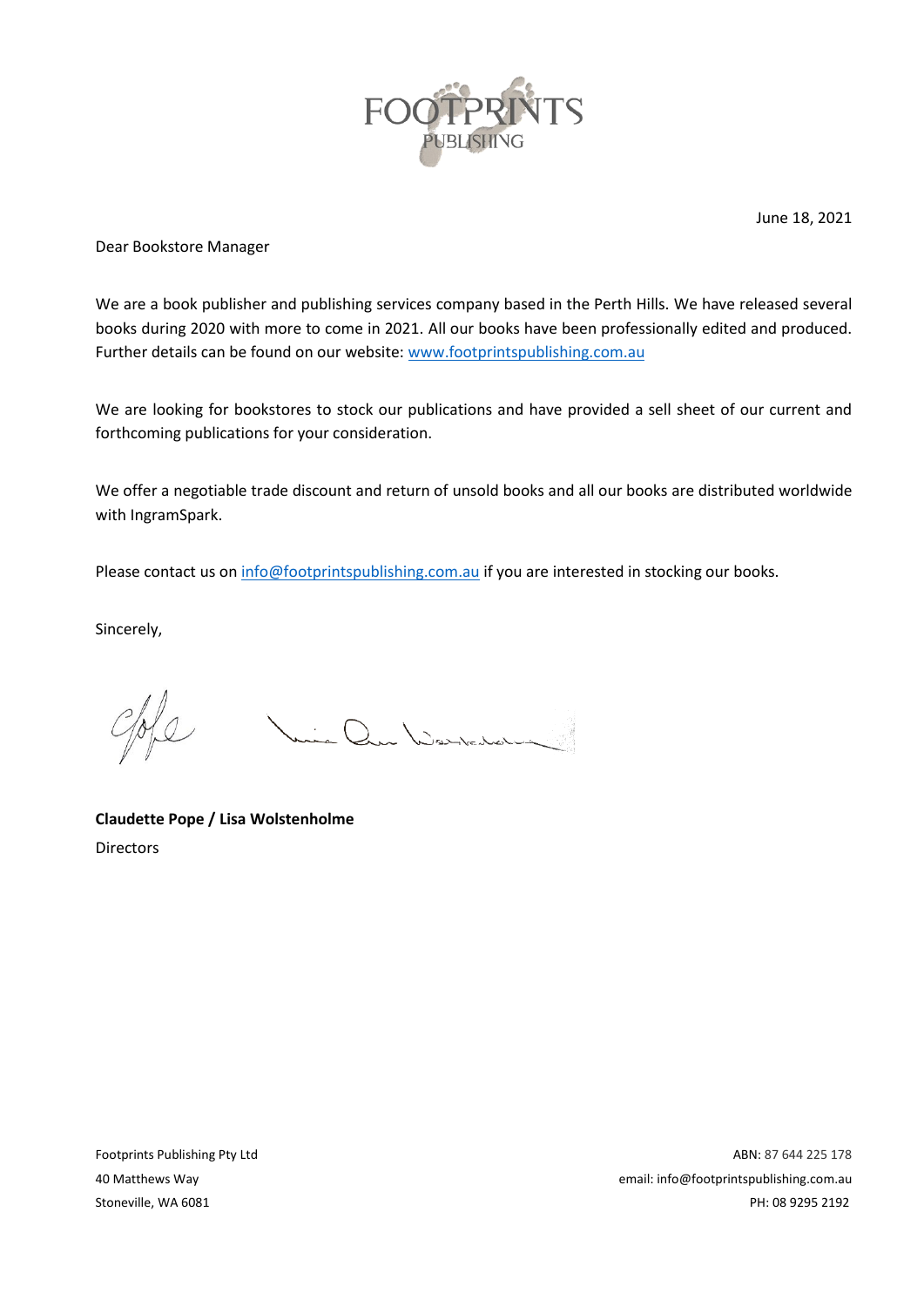FOOTPRINTS PUBLISHING

June 18, 2021

Dear Bookstore Manager

We are a book publisher and publishing services company based in the Perth Hills. We have released several books during 2020 with more to come in 2021. All our books have been professionally edited and produced. Further details can be found on our website: [www.footprintspublishing.com.au](http://www.footprintspublishing.com.au)

We are looking for bookstores to stock our publications and have provided a sell sheet of our current and forthcoming publications for your consideration.

We offer a negotiable trade discount and return of unsold books and all our books are distributed worldwide with IngramSpark.

Please contact us on [info@footprintspublishing.com.au](mailto:info@footprintspublishing.com.au) if you are interested in stocking our books.

Sincerely,

**Claudette Pope / Lisa Wolstenholme**
Directors

Footprints Publishing Pty Ltd
40 Matthews Way
Stoneville, WA 6081

ABN: 87 644 225 178
email: info@footprintspublishing.com.au
PH: 08 9295 2192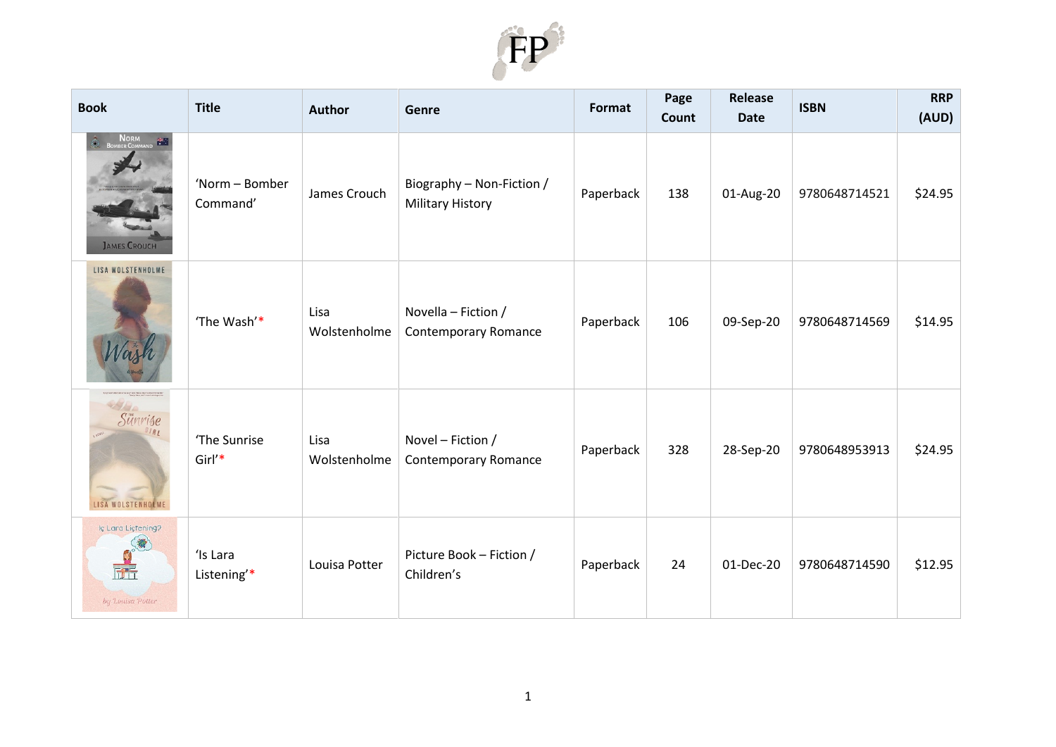FP

| Book | Title | Author | Genre | Format | Page Count | Release Date | ISBN | RRP (AUD) |
|---|---|---|---|---|---|---|---|---|
| | 'Norm – Bomber Command' | James Crouch | Biography – Non-Fiction / Military History | Paperback | 138 | 01-Aug-20 | 9780648714521 | $24.95 |
| | 'The Wash'* | Lisa Wolstenholme | Novella – Fiction / Contemporary Romance | Paperback | 106 | 09-Sep-20 | 9780648714569 | $14.95 |
| | 'The Sunrise Girl'* | Lisa Wolstenholme | Novel – Fiction / Contemporary Romance | Paperback | 328 | 28-Sep-20 | 9780648953913 | $24.95 |
| | 'Is Lara Listening'* | Louisa Potter | Picture Book – Fiction / Children's | Paperback | 24 | 01-Dec-20 | 9780648714590 | $12.95 |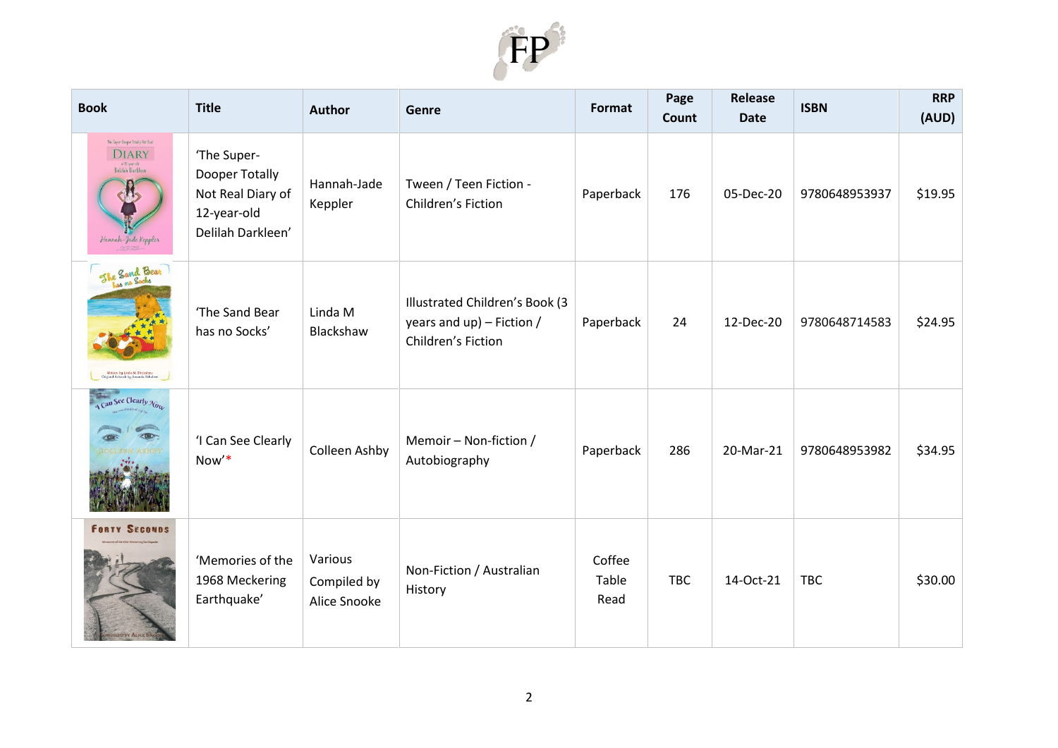FP

| Book | Title | Author | Genre | Format | Page Count | Release Date | ISBN | RRP (AUD) |
|---|---|---|---|---|---|---|---|---|
| | 'The Super-Dooper Totally Not Real Diary of 12-year-old Delilah Darkleen' | Hannah-Jade Keppler | Tween / Teen Fiction - Children's Fiction | Paperback | 176 | 05-Dec-20 | 9780648953937 | $19.95 |
| | 'The Sand Bear has no Socks' | Linda M Blackshaw | Illustrated Children's Book (3 years and up) – Fiction / Children's Fiction | Paperback | 24 | 12-Dec-20 | 9780648714583 | $24.95 |
| | 'I Can See Clearly Now'* | Colleen Ashby | Memoir – Non-fiction / Autobiography | Paperback | 286 | 20-Mar-21 | 9780648953982 | $34.95 |
| | 'Memories of the 1968 Meckering Earthquake' | Various Compiled by Alice Snooke | Non-Fiction / Australian History | Coffee Table Read | TBC | 14-Oct-21 | TBC | $30.00 |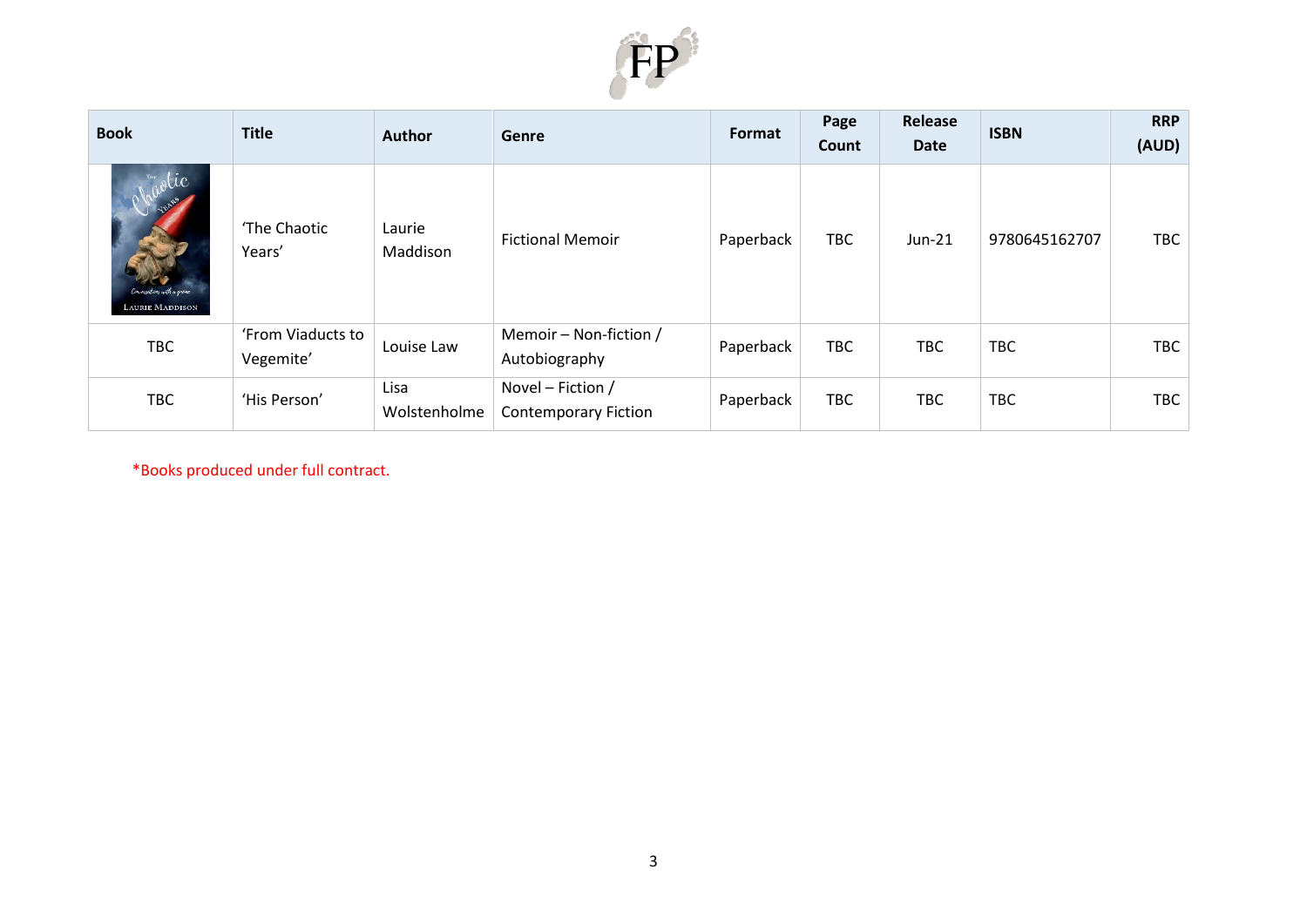| Book | Title | Author | Genre | Format | Page Count | Release Date | ISBN | RRP (AUD) |
|---|---|---|---|---|---|---|---|---|
| | 'The Chaotic Years' | Laurie Maddison | Fictional Memoir | Paperback | TBC | Jun-21 | 9780645162707 | TBC |
| TBC | 'From Viaducts to Vegemite' | Louise Law | Memoir – Non-fiction / Autobiography | Paperback | TBC | TBC | TBC | TBC |
| TBC | 'His Person' | Lisa Wolstenholme | Novel – Fiction / Contemporary Fiction | Paperback | TBC | TBC | TBC | TBC |

*Books produced under full contract.